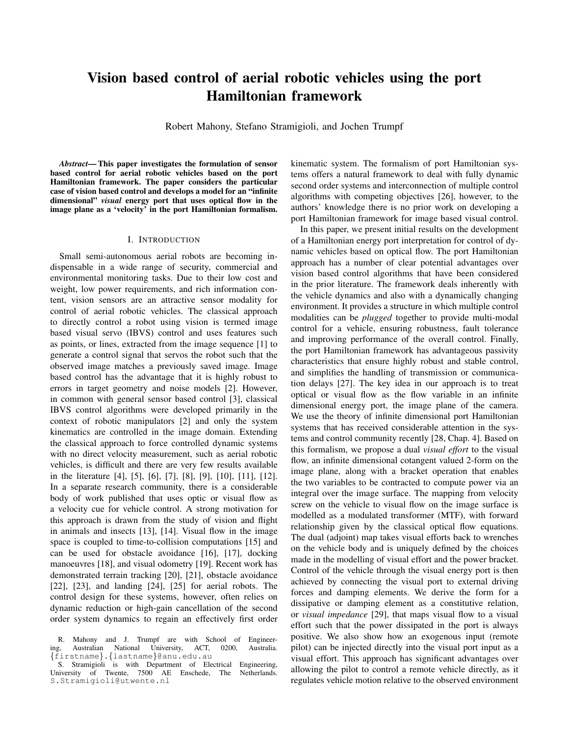# Vision based control of aerial robotic vehicles using the port Hamiltonian framework

Robert Mahony, Stefano Stramigioli, and Jochen Trumpf

***Abstract*— This paper investigates the formulation of sensor based control for aerial robotic vehicles based on the port Hamiltonian framework. The paper considers the particular case of vision based control and develops a model for an "infinite dimensional" *visual* energy port that uses optical flow in the image plane as a 'velocity' in the port Hamiltonian formalism.**

## I. Introduction

Small semi-autonomous aerial robots are becoming indispensable in a wide range of security, commercial and environmental monitoring tasks. Due to their low cost and weight, low power requirements, and rich information content, vision sensors are an attractive sensor modality for control of aerial robotic vehicles. The classical approach to directly control a robot using vision is termed image based visual servo (IBVS) control and uses features such as points, or lines, extracted from the image sequence [1] to generate a control signal that servos the robot such that the observed image matches a previously saved image. Image based control has the advantage that it is highly robust to errors in target geometry and noise models [2]. However, in common with general sensor based control [3], classical IBVS control algorithms were developed primarily in the context of robotic manipulators [2] and only the system kinematics are controlled in the image domain. Extending the classical approach to force controlled dynamic systems with no direct velocity measurement, such as aerial robotic vehicles, is difficult and there are very few results available in the literature [4], [5], [6], [7], [8], [9], [10], [11], [12]. In a separate research community, there is a considerable body of work published that uses optic or visual flow as a velocity cue for vehicle control. A strong motivation for this approach is drawn from the study of vision and flight in animals and insects [13], [14]. Visual flow in the image space is coupled to time-to-collision computations [15] and can be used for obstacle avoidance [16], [17], docking manoeuvres [18], and visual odometry [19]. Recent work has demonstrated terrain tracking [20], [21], obstacle avoidance [22], [23], and landing [24], [25] for aerial robots. The control design for these systems, however, often relies on dynamic reduction or high-gain cancellation of the second order system dynamics to regain an effectively first order kinematic system. The formalism of port Hamiltonian systems offers a natural framework to deal with fully dynamic second order systems and interconnection of multiple control algorithms with competing objectives [26], however, to the authors' knowledge there is no prior work on developing a port Hamiltonian framework for image based visual control.

In this paper, we present initial results on the development of a Hamiltonian energy port interpretation for control of dynamic vehicles based on optical flow. The port Hamiltonian approach has a number of clear potential advantages over vision based control algorithms that have been considered in the prior literature. The framework deals inherently with the vehicle dynamics and also with a dynamically changing environment. It provides a structure in which multiple control modalities can be *plugged* together to provide multi-modal control for a vehicle, ensuring robustness, fault tolerance and improving performance of the overall control. Finally, the port Hamiltonian framework has advantageous passivity characteristics that ensure highly robust and stable control, and simplifies the handling of transmission or communication delays [27]. The key idea in our approach is to treat optical or visual flow as the flow variable in an infinite dimensional energy port, the image plane of the camera. We use the theory of infinite dimensional port Hamiltonian systems that has received considerable attention in the systems and control community recently [28, Chap. 4]. Based on this formalism, we propose a dual *visual effort* to the visual flow, an infinite dimensional cotangent valued 2-form on the image plane, along with a bracket operation that enables the two variables to be contracted to compute power via an integral over the image surface. The mapping from velocity screw on the vehicle to visual flow on the image surface is modelled as a modulated transformer (MTF), with forward relationship given by the classical optical flow equations. The dual (adjoint) map takes visual efforts back to wrenches on the vehicle body and is uniquely defined by the choices made in the modelling of visual effort and the power bracket. Control of the vehicle through the visual energy port is then achieved by connecting the visual port to external driving forces and damping elements. We derive the form for a dissipative or damping element as a constitutive relation, or *visual impedance* [29], that maps visual flow to a visual effort such that the power dissipated in the port is always positive. We also show how an exogenous input (remote pilot) can be injected directly into the visual port input as a visual effort. This approach has significant advantages over allowing the pilot to control a remote vehicle directly, as it regulates vehicle motion relative to the observed environment

R. Mahony and J. Trumpf are with School of Engineering, Australian National University, ACT, 0200, Australia. {firstname}.{lastname}@anu.edu.au

S. Stramigioli is with Department of Electrical Engineering, University of Twente, 7500 AE Enschede, The Netherlands. S.Stramigioli@utwente.nl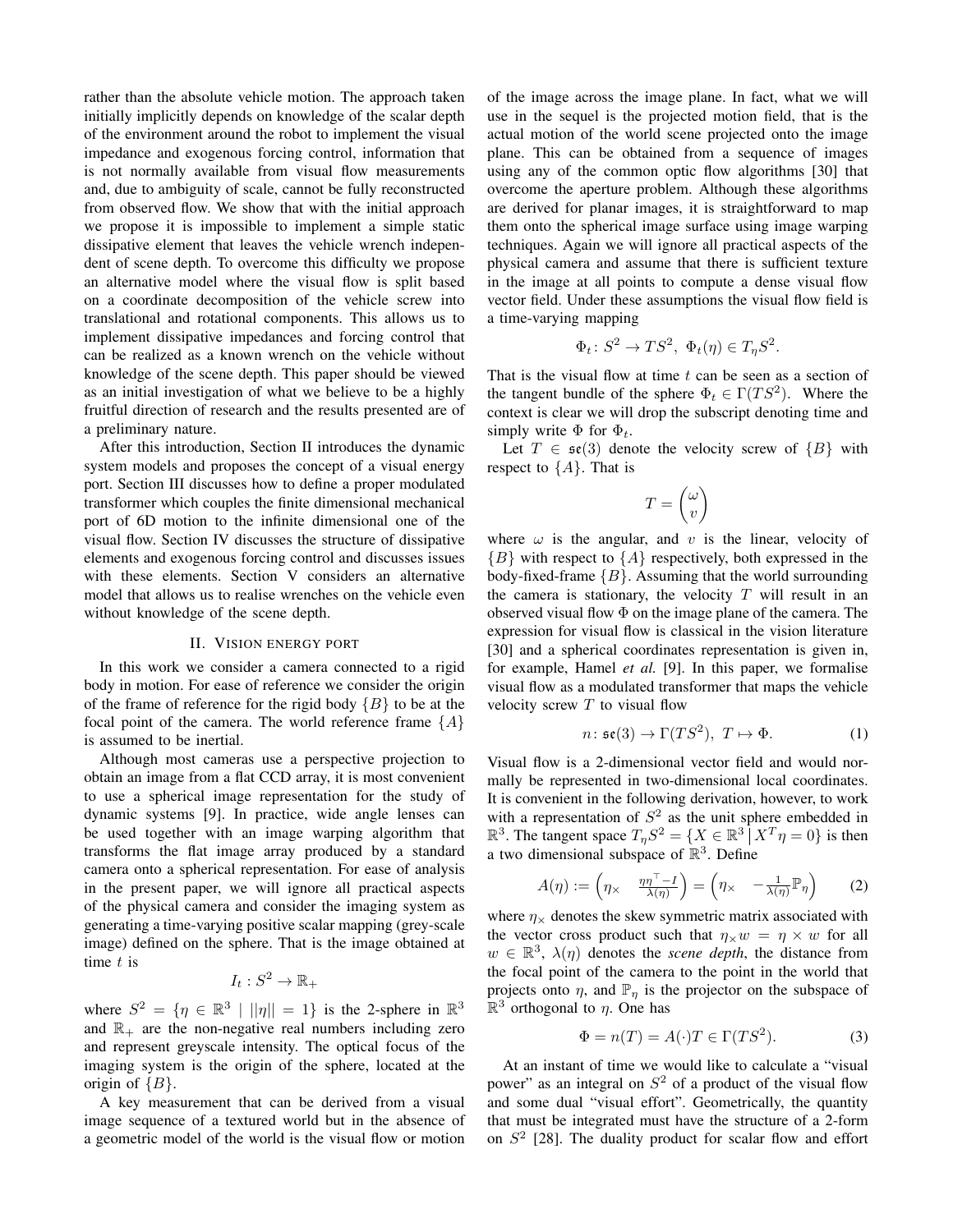rather than the absolute vehicle motion. The approach taken initially implicitly depends on knowledge of the scalar depth of the environment around the robot to implement the visual impedance and exogenous forcing control, information that is not normally available from visual flow measurements and, due to ambiguity of scale, cannot be fully reconstructed from observed flow. We show that with the initial approach we propose it is impossible to implement a simple static dissipative element that leaves the vehicle wrench independent of scene depth. To overcome this difficulty we propose an alternative model where the visual flow is split based on a coordinate decomposition of the vehicle screw into translational and rotational components. This allows us to implement dissipative impedances and forcing control that can be realized as a known wrench on the vehicle without knowledge of the scene depth. This paper should be viewed as an initial investigation of what we believe to be a highly fruitful direction of research and the results presented are of a preliminary nature.

After this introduction, Section II introduces the dynamic system models and proposes the concept of a visual energy port. Section III discusses how to define a proper modulated transformer which couples the finite dimensional mechanical port of 6D motion to the infinite dimensional one of the visual flow. Section IV discusses the structure of dissipative elements and exogenous forcing control and discusses issues with these elements. Section V considers an alternative model that allows us to realise wrenches on the vehicle even without knowledge of the scene depth.

## II. Vision energy port

In this work we consider a camera connected to a rigid body in motion. For ease of reference we consider the origin of the frame of reference for the rigid body $\{B\}$ to be at the focal point of the camera. The world reference frame $\{A\}$ is assumed to be inertial.

Although most cameras use a perspective projection to obtain an image from a flat CCD array, it is most convenient to use a spherical image representation for the study of dynamic systems [9]. In practice, wide angle lenses can be used together with an image warping algorithm that transforms the flat image array produced by a standard camera onto a spherical representation. For ease of analysis in the present paper, we will ignore all practical aspects of the physical camera and consider the imaging system as generating a time-varying positive scalar mapping (grey-scale image) defined on the sphere. That is the image obtained at time $t$ is

$$I_t : S^2 \to \mathbb{R}_+$$

where $S^2 = \{\eta \in \mathbb{R}^3 \mid ||\eta|| = 1\}$ is the 2-sphere in $\mathbb{R}^3$ and $\mathbb{R}_+$ are the non-negative real numbers including zero and represent greyscale intensity. The optical focus of the imaging system is the origin of the sphere, located at the origin of $\{B\}$.

A key measurement that can be derived from a visual image sequence of a textured world but in the absence of a geometric model of the world is the visual flow or motion of the image across the image plane. In fact, what we will use in the sequel is the projected motion field, that is the actual motion of the world scene projected onto the image plane. This can be obtained from a sequence of images using any of the common optic flow algorithms [30] that overcome the aperture problem. Although these algorithms are derived for planar images, it is straightforward to map them onto the spherical image surface using image warping techniques. Again we will ignore all practical aspects of the physical camera and assume that there is sufficient texture in the image at all points to compute a dense visual flow vector field. Under these assumptions the visual flow field is a time-varying mapping

$$\Phi_t \colon S^2 \to TS^2, \; \Phi_t(\eta) \in T_\eta S^2.$$

That is the visual flow at time $t$ can be seen as a section of the tangent bundle of the sphere $\Phi_t \in \Gamma(TS^2)$. Where the context is clear we will drop the subscript denoting time and simply write $\Phi$ for $\Phi_t$.

Let $T \in \mathfrak{se}(3)$ denote the velocity screw of $\{B\}$ with respect to $\{A\}$. That is

$$T = \begin{pmatrix} \omega \\ v \end{pmatrix}$$

where $\omega$ is the angular, and $v$ is the linear, velocity of $\{B\}$ with respect to $\{A\}$ respectively, both expressed in the body-fixed-frame $\{B\}$. Assuming that the world surrounding the camera is stationary, the velocity $T$ will result in an observed visual flow $\Phi$ on the image plane of the camera. The expression for visual flow is classical in the vision literature [30] and a spherical coordinates representation is given in, for example, Hamel *et al.* [9]. In this paper, we formalise visual flow as a modulated transformer that maps the vehicle velocity screw $T$ to visual flow

$$n \colon \mathfrak{se}(3) \to \Gamma(TS^2), \; T \mapsto \Phi. \tag{1}$$

Visual flow is a 2-dimensional vector field and would normally be represented in two-dimensional local coordinates. It is convenient in the following derivation, however, to work with a representation of $S^2$ as the unit sphere embedded in $\mathbb{R}^3$. The tangent space $T_\eta S^2 = \{X \in \mathbb{R}^3 \,|\, X^T \eta = 0\}$ is then a two dimensional subspace of $\mathbb{R}^3$. Define

$$A(\eta) := \begin{pmatrix} \eta_\times & \frac{\eta\eta^\top - I}{\lambda(\eta)} \end{pmatrix} = \begin{pmatrix} \eta_\times & -\frac{1}{\lambda(\eta)} \mathbb{P}_\eta \end{pmatrix} \tag{2}$$

where $\eta_\times$ denotes the skew symmetric matrix associated with the vector cross product such that $\eta_\times w = \eta \times w$ for all $w \in \mathbb{R}^3$, $\lambda(\eta)$ denotes the *scene depth*, the distance from the focal point of the camera to the point in the world that projects onto $\eta$, and $\mathbb{P}_\eta$ is the projector on the subspace of $\mathbb{R}^3$ orthogonal to $\eta$. One has

$$\Phi = n(T) = A(\cdot) T \in \Gamma(TS^2). \tag{3}$$

At an instant of time we would like to calculate a "visual power" as an integral on $S^2$ of a product of the visual flow and some dual "visual effort". Geometrically, the quantity that must be integrated must have the structure of a 2-form on $S^2$ [28]. The duality product for scalar flow and effort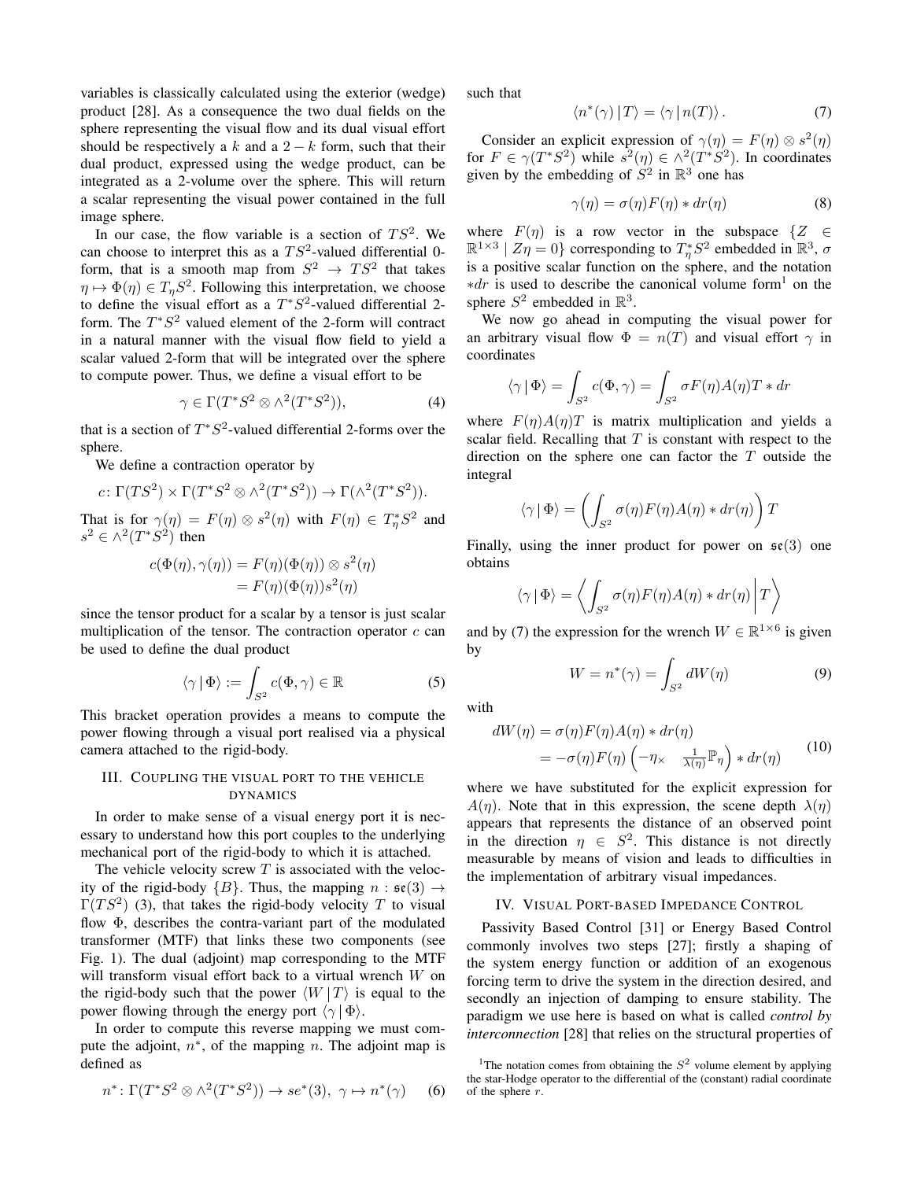variables is classically calculated using the exterior (wedge) product [28]. As a consequence the two dual fields on the sphere representing the visual flow and its dual visual effort should be respectively a $k$ and a $2-k$ form, such that their dual product, expressed using the wedge product, can be integrated as a 2-volume over the sphere. This will return a scalar representing the visual power contained in the full image sphere.

In our case, the flow variable is a section of $TS^2$. We can choose to interpret this as a $TS^2$-valued differential 0-form, that is a smooth map from $S^2 \to TS^2$ that takes $\eta \mapsto \Phi(\eta) \in T_\eta S^2$. Following this interpretation, we choose to define the visual effort as a $T^*S^2$-valued differential 2-form. The $T^*S^2$ valued element of the 2-form will contract in a natural manner with the visual flow field to yield a scalar valued 2-form that will be integrated over the sphere to compute power. Thus, we define a visual effort to be

$$\gamma \in \Gamma(T^*S^2 \otimes \wedge^2(T^*S^2)), \tag{4}$$

that is a section of $T^*S^2$-valued differential 2-forms over the sphere.

We define a contraction operator by

$$c \colon \Gamma(TS^2) \times \Gamma(T^*S^2 \otimes \wedge^2(T^*S^2)) \to \Gamma(\wedge^2(T^*S^2)).$$

That is for $\gamma(\eta) = F(\eta) \otimes s^2(\eta)$ with $F(\eta) \in T^*_\eta S^2$ and $s^2 \in \wedge^2(T^*S^2)$ then

$$\begin{aligned} c(\Phi(\eta), \gamma(\eta)) &= F(\eta)(\Phi(\eta)) \otimes s^2(\eta) \\ &= F(\eta)(\Phi(\eta)) s^2(\eta) \end{aligned}$$

since the tensor product for a scalar by a tensor is just scalar multiplication of the tensor. The contraction operator $c$ can be used to define the dual product

$$\langle \gamma \,|\, \Phi \rangle := \int_{S^2} c(\Phi, \gamma) \in \mathbb{R} \tag{5}$$

This bracket operation provides a means to compute the power flowing through a visual port realised via a physical camera attached to the rigid-body.

## III. Coupling the visual port to the vehicle dynamics

In order to make sense of a visual energy port it is necessary to understand how this port couples to the underlying mechanical port of the rigid-body to which it is attached.

The vehicle velocity screw $T$ is associated with the velocity of the rigid-body $\{B\}$. Thus, the mapping $n : \mathfrak{se}(3) \to \Gamma(TS^2)$ (3), that takes the rigid-body velocity $T$ to visual flow $\Phi$, describes the contra-variant part of the modulated transformer (MTF) that links these two components (see Fig. 1). The dual (adjoint) map corresponding to the MTF will transform visual effort back to a virtual wrench $W$ on the rigid-body such that the power $\langle W \,|\, T \rangle$ is equal to the power flowing through the energy port $\langle \gamma \,|\, \Phi \rangle$.

In order to compute this reverse mapping we must compute the adjoint, $n^*$, of the mapping $n$. The adjoint map is defined as

$$n^* \colon \Gamma(T^*S^2 \otimes \wedge^2(T^*S^2)) \to se^*(3), \; \gamma \mapsto n^*(\gamma) \tag{6}$$

such that

$$\langle n^*(\gamma) \,|\, T \rangle = \langle \gamma \,|\, n(T) \rangle . \tag{7}$$

Consider an explicit expression of $\gamma(\eta) = F(\eta) \otimes s^2(\eta)$ for $F \in \gamma(T^*S^2)$ while $s^2(\eta) \in \wedge^2(T^*S^2)$. In coordinates given by the embedding of $S^2$ in $\mathbb{R}^3$ one has

$$\gamma(\eta) = \sigma(\eta) F(\eta) * dr(\eta) \tag{8}$$

where $F(\eta)$ is a row vector in the subspace $\{Z \in \mathbb{R}^{1\times 3} \mid Z\eta = 0\}$ corresponding to $T^*_\eta S^2$ embedded in $\mathbb{R}^3$, $\sigma$ is a positive scalar function on the sphere, and the notation $*dr$ is used to describe the canonical volume form[1] on the sphere $S^2$ embedded in $\mathbb{R}^3$.

We now go ahead in computing the visual power for an arbitrary visual flow $\Phi = n(T)$ and visual effort $\gamma$ in coordinates

$$\langle \gamma \,|\, \Phi \rangle = \int_{S^2} c(\Phi, \gamma) = \int_{S^2} \sigma F(\eta) A(\eta) T * dr$$

where $F(\eta)A(\eta)T$ is matrix multiplication and yields a scalar field. Recalling that $T$ is constant with respect to the direction on the sphere one can factor the $T$ outside the integral

$$\langle \gamma \,|\, \Phi \rangle = \left( \int_{S^2} \sigma(\eta) F(\eta) A(\eta) * dr(\eta) \right) T$$

Finally, using the inner product for power on $\mathfrak{se}(3)$ one obtains

$$\langle \gamma \,|\, \Phi \rangle = \left\langle \int_{S^2} \sigma(\eta) F(\eta) A(\eta) * dr(\eta) \middle| T \right\rangle$$

and by (7) the expression for the wrench $W \in \mathbb{R}^{1\times 6}$ is given by

$$W = n^*(\gamma) = \int_{S^2} dW(\eta) \tag{9}$$

with

$$\begin{aligned} dW(\eta) &= \sigma(\eta) F(\eta) A(\eta) * dr(\eta) \\ &= -\sigma(\eta) F(\eta) \begin{pmatrix} -\eta_\times & \frac{1}{\lambda(\eta)} \mathbb{P}_\eta \end{pmatrix} * dr(\eta) \end{aligned} \tag{10}$$

where we have substituted for the explicit expression for $A(\eta)$. Note that in this expression, the scene depth $\lambda(\eta)$ appears that represents the distance of an observed point in the direction $\eta \in S^2$. This distance is not directly measurable by means of vision and leads to difficulties in the implementation of arbitrary visual impedances.

## IV. Visual Port-based Impedance Control

Passivity Based Control [31] or Energy Based Control commonly involves two steps [27]; firstly a shaping of the system energy function or addition of an exogenous forcing term to drive the system in the direction desired, and secondly an injection of damping to ensure stability. The paradigm we use here is based on what is called *control by interconnection* [28] that relies on the structural properties of

[1] The notation comes from obtaining the $S^2$ volume element by applying the star-Hodge operator to the differential of the (constant) radial coordinate of the sphere $r$.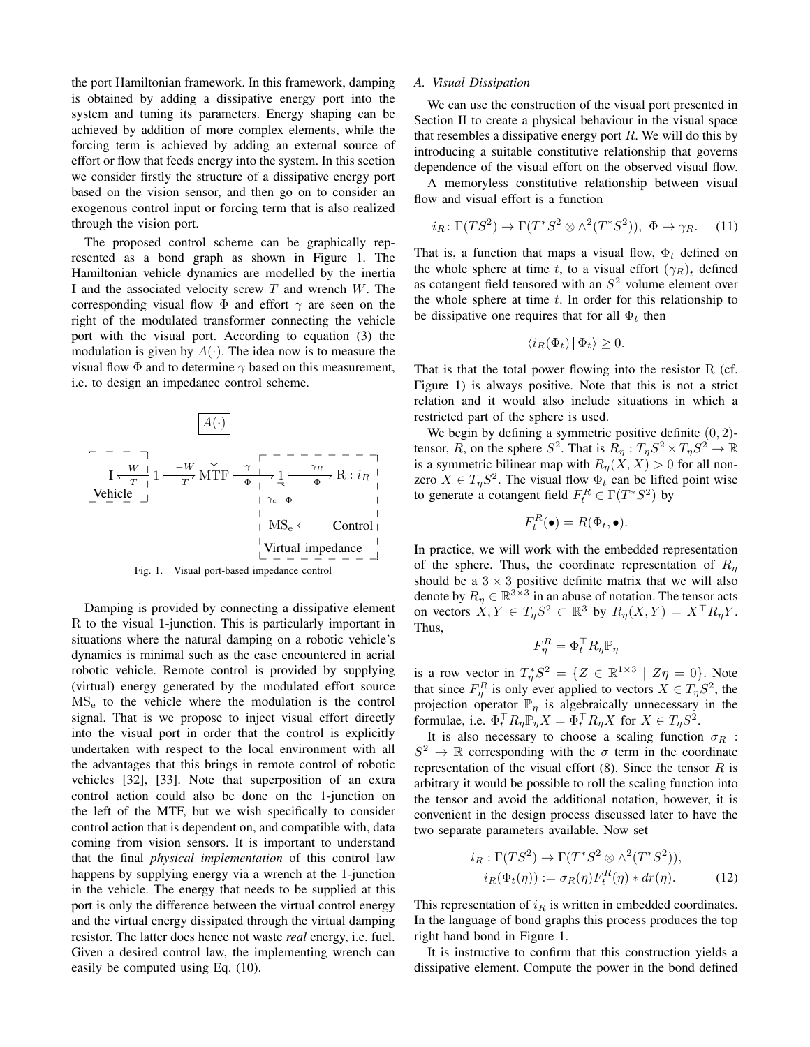the port Hamiltonian framework. In this framework, damping is obtained by adding a dissipative energy port into the system and tuning its parameters. Energy shaping can be achieved by addition of more complex elements, while the forcing term is achieved by adding an external source of effort or flow that feeds energy into the system. In this section we consider firstly the structure of a dissipative energy port based on the vision sensor, and then go on to consider an exogenous control input or forcing term that is also realized through the vision port.

The proposed control scheme can be graphically represented as a bond graph as shown in Figure 1. The Hamiltonian vehicle dynamics are modelled by the inertia I and the associated velocity screw $T$ and wrench $W$. The corresponding visual flow $\Phi$ and effort $\gamma$ are seen on the right of the modulated transformer connecting the vehicle port with the visual port. According to equation (3) the modulation is given by $A(\cdot)$. The idea now is to measure the visual flow $\Phi$ and to determine $\gamma$ based on this measurement, i.e. to design an impedance control scheme.

Fig. 1. Visual port-based impedance control

Damping is provided by connecting a dissipative element R to the visual 1-junction. This is particularly important in situations where the natural damping on a robotic vehicle's dynamics is minimal such as the case encountered in aerial robotic vehicle. Remote control is provided by supplying (virtual) energy generated by the modulated effort source $\mathrm{MS_e}$ to the vehicle where the modulation is the control signal. That is we propose to inject visual effort directly into the visual port in order that the control is explicitly undertaken with respect to the local environment with all the advantages that this brings in remote control of robotic vehicles [32], [33]. Note that superposition of an extra control action could also be done on the 1-junction on the left of the MTF, but we wish specifically to consider control action that is dependent on, and compatible with, data coming from vision sensors. It is important to understand that the final *physical implementation* of this control law happens by supplying energy via a wrench at the 1-junction in the vehicle. The energy that needs to be supplied at this port is only the difference between the virtual control energy and the virtual energy dissipated through the virtual damping resistor. The latter does hence not waste *real* energy, i.e. fuel. Given a desired control law, the implementing wrench can easily be computed using Eq. (10).

### A. Visual Dissipation

We can use the construction of the visual port presented in Section II to create a physical behaviour in the visual space that resembles a dissipative energy port $R$. We will do this by introducing a suitable constitutive relationship that governs dependence of the visual effort on the observed visual flow.

A memoryless constitutive relationship between visual flow and visual effort is a function

$$i_R \colon \Gamma(TS^2) \to \Gamma(T^*S^2 \otimes \wedge^2(T^*S^2)),\ \Phi \mapsto \gamma_R. \quad (11)$$

That is, a function that maps a visual flow, $\Phi_t$ defined on the whole sphere at time $t$, to a visual effort $(\gamma_R)_t$ defined as cotangent field tensored with an $S^2$ volume element over the whole sphere at time $t$. In order for this relationship to be dissipative one requires that for all $\Phi_t$ then

$$\langle i_R(\Phi_t) \,|\, \Phi_t \rangle \geq 0.$$

That is that the total power flowing into the resistor R (cf. Figure 1) is always positive. Note that this is not a strict relation and it would also include situations in which a restricted part of the sphere is used.

We begin by defining a symmetric positive definite $(0,2)$-tensor, $R$, on the sphere $S^2$. That is $R_\eta : T_\eta S^2 \times T_\eta S^2 \to \mathbb{R}$ is a symmetric bilinear map with $R_\eta(X,X) > 0$ for all non-zero $X \in T_\eta S^2$. The visual flow $\Phi_t$ can be lifted point wise to generate a cotangent field $F^R_t \in \Gamma(T^*S^2)$ by

$$F^R_t(\bullet) = R(\Phi_t, \bullet).$$

In practice, we will work with the embedded representation of the sphere. Thus, the coordinate representation of $R_\eta$ should be a $3 \times 3$ positive definite matrix that we will also denote by $R_\eta \in \mathbb{R}^{3\times 3}$ in an abuse of notation. The tensor acts on vectors $X, Y \in T_\eta S^2 \subset \mathbb{R}^3$ by $R_\eta(X,Y) = X^\top R_\eta Y$. Thus,

$$F^R_\eta = \Phi_t^\top R_\eta \mathbb{P}_\eta$$

is a row vector in $T^*_\eta S^2 = \{Z \in \mathbb{R}^{1\times 3} \mid Z\eta = 0\}$. Note that since $F^R_\eta$ is only ever applied to vectors $X \in T_\eta S^2$, the projection operator $\mathbb{P}_\eta$ is algebraically unnecessary in the formulae, i.e. $\Phi_t^\top R_\eta \mathbb{P}_\eta X = \Phi_t^\top R_\eta X$ for $X \in T_\eta S^2$.

It is also necessary to choose a scaling function $\sigma_R : S^2 \to \mathbb{R}$ corresponding with the $\sigma$ term in the coordinate representation of the visual effort (8). Since the tensor $R$ is arbitrary it would be possible to roll the scaling function into the tensor and avoid the additional notation, however, it is convenient in the design process discussed later to have the two separate parameters available. Now set

$$\begin{aligned} i_R : \Gamma(TS^2) \to \Gamma(T^*S^2 \otimes \wedge^2(T^*S^2)), \\ i_R(\Phi_t(\eta)) := \sigma_R(\eta) F^R_t(\eta) * dr(\eta). \end{aligned} \quad (12)$$

This representation of $i_R$ is written in embedded coordinates. In the language of bond graphs this process produces the top right hand bond in Figure 1.

It is instructive to confirm that this construction yields a dissipative element. Compute the power in the bond defined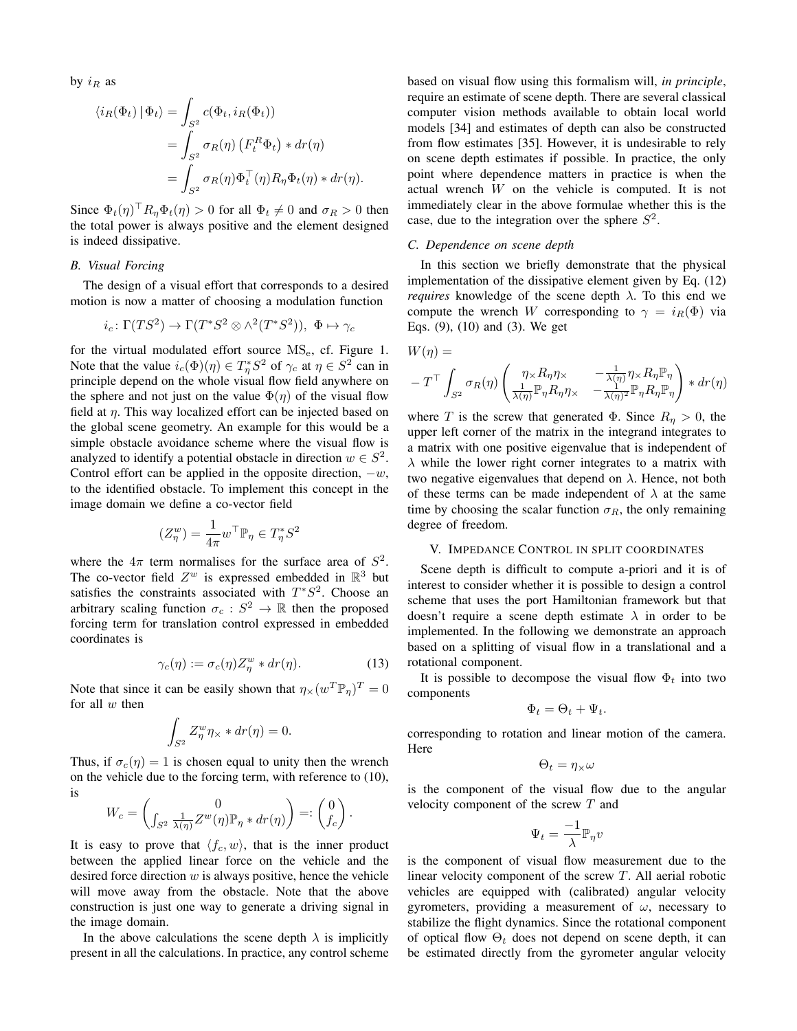by $i_R$ as

$$\begin{aligned}\langle i_R(\Phi_t) \,|\, \Phi_t\rangle &= \int_{S^2} c(\Phi_t, i_R(\Phi_t)) \\ &= \int_{S^2} \sigma_R(\eta) \left(F_t^R \Phi_t\right) * dr(\eta) \\ &= \int_{S^2} \sigma_R(\eta) \Phi_t^\top(\eta) R_\eta \Phi_t(\eta) * dr(\eta).\end{aligned}$$

Since $\Phi_t(\eta)^\top R_\eta \Phi_t(\eta) > 0$ for all $\Phi_t \neq 0$ and $\sigma_R > 0$ then the total power is always positive and the element designed is indeed dissipative.

### B. Visual Forcing

The design of a visual effort that corresponds to a desired motion is now a matter of choosing a modulation function

$$i_c \colon \Gamma(TS^2) \to \Gamma(T^*S^2 \otimes \wedge^2(T^*S^2)),\ \Phi \mapsto \gamma_c$$

for the virtual modulated effort source $\mathrm{MS_e}$, cf. Figure 1. Note that the value $i_c(\Phi)(\eta) \in T^*_\eta S^2$ of $\gamma_c$ at $\eta \in S^2$ can in principle depend on the whole visual flow field anywhere on the sphere and not just on the value $\Phi(\eta)$ of the visual flow field at $\eta$. This way localized effort can be injected based on the global scene geometry. An example for this would be a simple obstacle avoidance scheme where the visual flow is analyzed to identify a potential obstacle in direction $w \in S^2$. Control effort can be applied in the opposite direction, $-w$, to the identified obstacle. To implement this concept in the image domain we define a co-vector field

$$(Z^w_\eta) = \frac{1}{4\pi} w^\top \mathbb{P}_\eta \in T^*_\eta S^2$$

where the $4\pi$ term normalises for the surface area of $S^2$. The co-vector field $Z^w$ is expressed embedded in $\mathbb{R}^3$ but satisfies the constraints associated with $T^*S^2$. Choose an arbitrary scaling function $\sigma_c : S^2 \to \mathbb{R}$ then the proposed forcing term for translation control expressed in embedded coordinates is

$$\gamma_c(\eta) := \sigma_c(\eta) Z^w_\eta * dr(\eta). \tag{13}$$

Note that since it can be easily shown that $\eta_\times (w^T \mathbb{P}_\eta)^T = 0$ for all $w$ then

$$\int_{S^2} Z^w_\eta \eta_\times * dr(\eta) = 0.$$

Thus, if $\sigma_c(\eta) = 1$ is chosen equal to unity then the wrench on the vehicle due to the forcing term, with reference to (10), is

$$W_c = \begin{pmatrix} 0 \\ \int_{S^2} \frac{1}{\lambda(\eta)} Z^w(\eta) \mathbb{P}_\eta * dr(\eta) \end{pmatrix} =: \begin{pmatrix} 0 \\ f_c \end{pmatrix}.$$

It is easy to prove that $\langle f_c, w\rangle$, that is the inner product between the applied linear force on the vehicle and the desired force direction $w$ is always positive, hence the vehicle will move away from the obstacle. Note that the above construction is just one way to generate a driving signal in the image domain.

In the above calculations the scene depth $\lambda$ is implicitly present in all the calculations. In practice, any control scheme based on visual flow using this formalism will, *in principle*, require an estimate of scene depth. There are several classical computer vision methods available to obtain local world models [34] and estimates of depth can also be constructed from flow estimates [35]. However, it is undesirable to rely on scene depth estimates if possible. In practice, the only point where dependence matters in practice is when the actual wrench $W$ on the vehicle is computed. It is not immediately clear in the above formulae whether this is the case, due to the integration over the sphere $S^2$.

### C. Dependence on scene depth

In this section we briefly demonstrate that the physical implementation of the dissipative element given by Eq. (12) *requires* knowledge of the scene depth $\lambda$. To this end we compute the wrench $W$ corresponding to $\gamma = i_R(\Phi)$ via Eqs. (9), (10) and (3). We get

$$W(\eta) = -T^\top \int_{S^2} \sigma_R(\eta) \begin{pmatrix} \eta_\times R_\eta \eta_\times & -\frac{1}{\lambda(\eta)} \eta_\times R_\eta \mathbb{P}_\eta \\ \frac{1}{\lambda(\eta)} \mathbb{P}_\eta R_\eta \eta_\times & -\frac{1}{\lambda(\eta)^2} \mathbb{P}_\eta R_\eta \mathbb{P}_\eta \end{pmatrix} * dr(\eta)$$

where $T$ is the screw that generated $\Phi$. Since $R_\eta > 0$, the upper left corner of the matrix in the integrand integrates to a matrix with one positive eigenvalue that is independent of $\lambda$ while the lower right corner integrates to a matrix with two negative eigenvalues that depend on $\lambda$. Hence, not both of these terms can be made independent of $\lambda$ at the same time by choosing the scalar function $\sigma_R$, the only remaining degree of freedom.

## V. Impedance Control in split coordinates

Scene depth is difficult to compute a-priori and it is of interest to consider whether it is possible to design a control scheme that uses the port Hamiltonian framework but that doesn't require a scene depth estimate $\lambda$ in order to be implemented. In the following we demonstrate an approach based on a splitting of visual flow in a translational and a rotational component.

It is possible to decompose the visual flow $\Phi_t$ into two components

$$\Phi_t = \Theta_t + \Psi_t.$$

corresponding to rotation and linear motion of the camera. Here

$$\Theta_t = \eta_\times \omega$$

is the component of the visual flow due to the angular velocity component of the screw $T$ and

$$\Psi_t = \frac{-1}{\lambda} \mathbb{P}_\eta v$$

is the component of visual flow measurement due to the linear velocity component of the screw $T$. All aerial robotic vehicles are equipped with (calibrated) angular velocity gyrometers, providing a measurement of $\omega$, necessary to stabilize the flight dynamics. Since the rotational component of optical flow $\Theta_t$ does not depend on scene depth, it can be estimated directly from the gyrometer angular velocity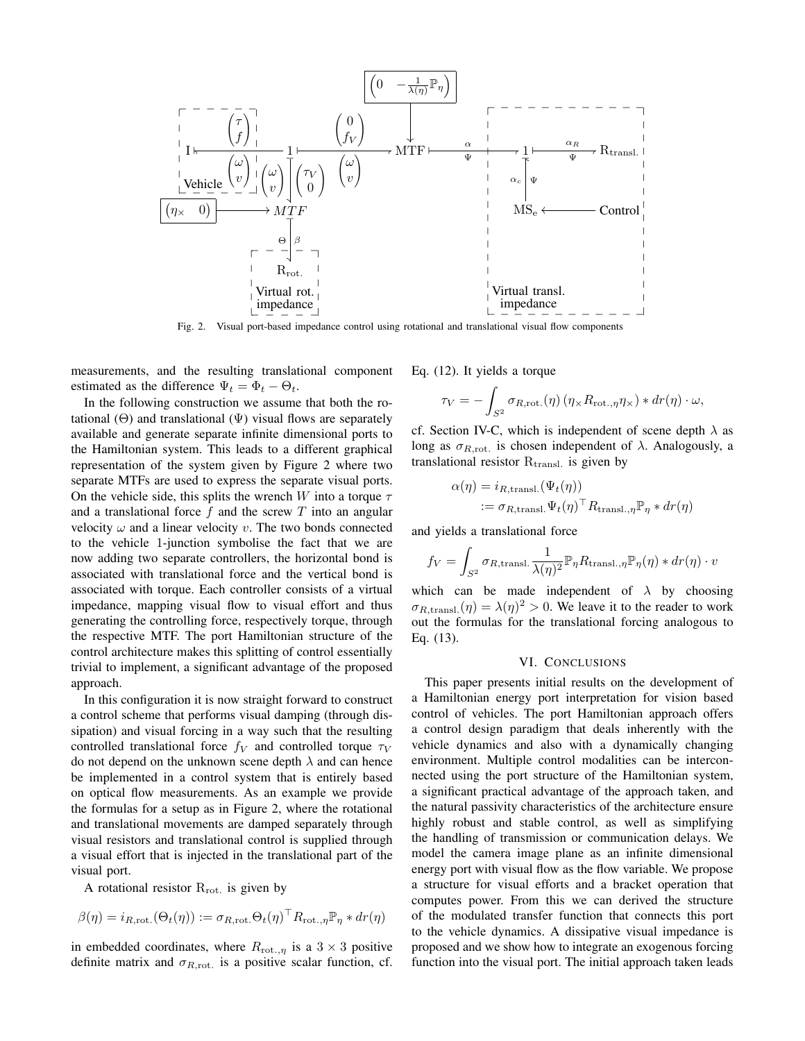Fig. 2. Visual port-based impedance control using rotational and translational visual flow components

measurements, and the resulting translational component estimated as the difference $\Psi_t = \Phi_t - \Theta_t$.

In the following construction we assume that both the rotational ($\Theta$) and translational ($\Psi$) visual flows are separately available and generate separate infinite dimensional ports to the Hamiltonian system. This leads to a different graphical representation of the system given by Figure 2 where two separate MTFs are used to express the separate visual ports. On the vehicle side, this splits the wrench $W$ into a torque $\tau$ and a translational force $f$ and the screw $T$ into an angular velocity $\omega$ and a linear velocity $v$. The two bonds connected to the vehicle 1-junction symbolise the fact that we are now adding two separate controllers, the horizontal bond is associated with translational force and the vertical bond is associated with torque. Each controller consists of a virtual impedance, mapping visual flow to visual effort and thus generating the controlling force, respectively torque, through the respective MTF. The port Hamiltonian structure of the control architecture makes this splitting of control essentially trivial to implement, a significant advantage of the proposed approach.

In this configuration it is now straight forward to construct a control scheme that performs visual damping (through dissipation) and visual forcing in a way such that the resulting controlled translational force $f_V$ and controlled torque $\tau_V$ do not depend on the unknown scene depth $\lambda$ and can hence be implemented in a control system that is entirely based on optical flow measurements. As an example we provide the formulas for a setup as in Figure 2, where the rotational and translational movements are damped separately through visual resistors and translational control is supplied through a visual effort that is injected in the translational part of the visual port.

A rotational resistor $\mathrm{R}_{\mathrm{rot.}}$ is given by

$$\beta(\eta) = i_{R,\mathrm{rot.}}(\Theta_t(\eta)) := \sigma_{R,\mathrm{rot.}}\Theta_t(\eta)^\top R_{\mathrm{rot.},\eta}\mathbb{P}_\eta * dr(\eta)$$

in embedded coordinates, where $R_{\mathrm{rot.},\eta}$ is a $3 \times 3$ positive definite matrix and $\sigma_{R,\mathrm{rot.}}$ is a positive scalar function, cf. Eq. (12). It yields a torque

$$\tau_V = -\int_{S^2} \sigma_{R,\mathrm{rot.}}(\eta)\left(\eta_\times R_{\mathrm{rot.},\eta}\eta_\times\right) * dr(\eta) \cdot \omega,$$

cf. Section IV-C, which is independent of scene depth $\lambda$ as long as $\sigma_{R,\mathrm{rot.}}$ is chosen independent of $\lambda$. Analogously, a translational resistor $\mathrm{R}_{\mathrm{transl.}}$ is given by

$$\begin{aligned}\alpha(\eta) &= i_{R,\mathrm{transl.}}(\Psi_t(\eta)) \\ &:= \sigma_{R,\mathrm{transl.}}\Psi_t(\eta)^\top R_{\mathrm{transl.},\eta}\mathbb{P}_\eta * dr(\eta)\end{aligned}$$

and yields a translational force

$$f_V = \int_{S^2} \sigma_{R,\mathrm{transl.}} \frac{1}{\lambda(\eta)^2}\mathbb{P}_\eta R_{\mathrm{transl.},\eta}\mathbb{P}_\eta(\eta) * dr(\eta) \cdot v$$

which can be made independent of $\lambda$ by choosing $\sigma_{R,\mathrm{transl.}}(\eta) = \lambda(\eta)^2 > 0$. We leave it to the reader to work out the formulas for the translational forcing analogous to Eq. (13).

## VI. Conclusions

This paper presents initial results on the development of a Hamiltonian energy port interpretation for vision based control of vehicles. The port Hamiltonian approach offers a control design paradigm that deals inherently with the vehicle dynamics and also with a dynamically changing environment. Multiple control modalities can be interconnected using the port structure of the Hamiltonian system, a significant practical advantage of the approach taken, and the natural passivity characteristics of the architecture ensure highly robust and stable control, as well as simplifying the handling of transmission or communication delays. We model the camera image plane as an infinite dimensional energy port with visual flow as the flow variable. We propose a structure for visual efforts and a bracket operation that computes power. From this we can derived the structure of the modulated transfer function that connects this port to the vehicle dynamics. A dissipative visual impedance is proposed and we show how to integrate an exogenous forcing function into the visual port. The initial approach taken leads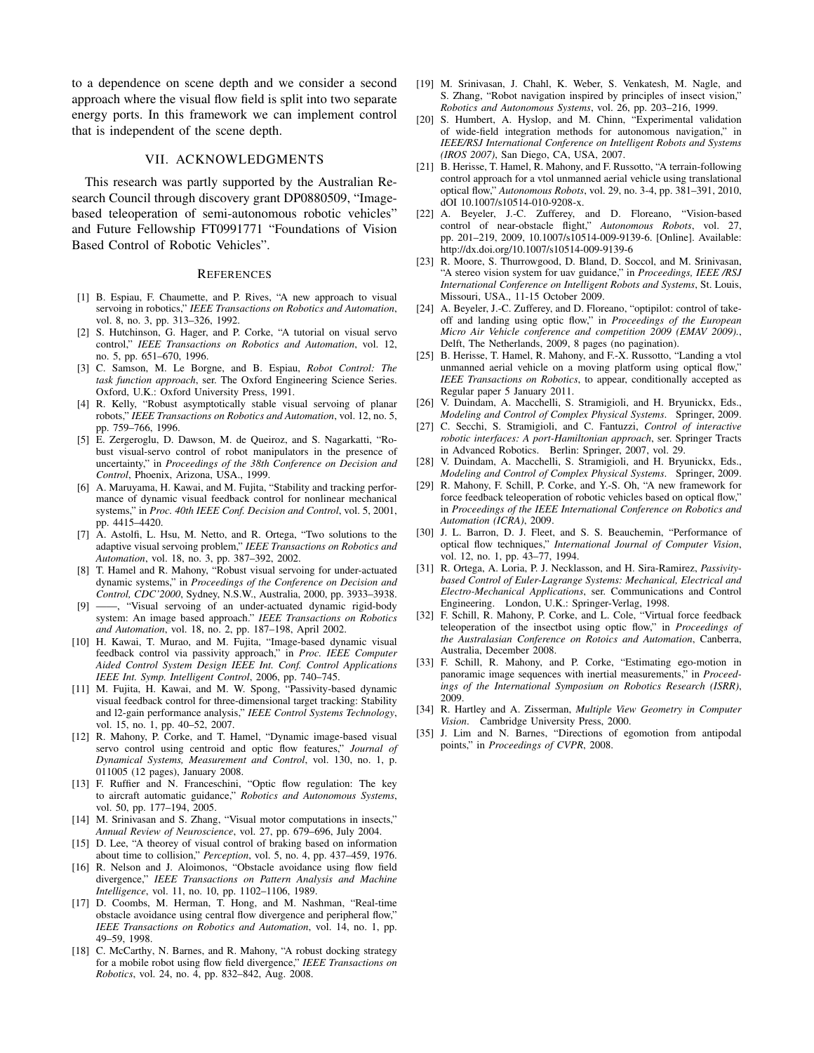to a dependence on scene depth and we consider a second approach where the visual flow field is split into two separate energy ports. In this framework we can implement control that is independent of the scene depth.

## VII. ACKNOWLEDGMENTS

This research was partly supported by the Australian Research Council through discovery grant DP0880509, "Image-based teleoperation of semi-autonomous robotic vehicles" and Future Fellowship FT0991771 "Foundations of Vision Based Control of Robotic Vehicles".

## REFERENCES

[1] B. Espiau, F. Chaumette, and P. Rives, "A new approach to visual servoing in robotics," *IEEE Transactions on Robotics and Automation*, vol. 8, no. 3, pp. 313–326, 1992.

[2] S. Hutchinson, G. Hager, and P. Corke, "A tutorial on visual servo control," *IEEE Transactions on Robotics and Automation*, vol. 12, no. 5, pp. 651–670, 1996.

[3] C. Samson, M. Le Borgne, and B. Espiau, *Robot Control: The task function approach*, ser. The Oxford Engineering Science Series. Oxford, U.K.: Oxford University Press, 1991.

[4] R. Kelly, "Robust asymptotically stable visual servoing of planar robots," *IEEE Transactions on Robotics and Automation*, vol. 12, no. 5, pp. 759–766, 1996.

[5] E. Zergeroglu, D. Dawson, M. de Queiroz, and S. Nagarkatti, "Robust visual-servo control of robot manipulators in the presence of uncertainty," in *Proceedings of the 38th Conference on Decision and Control*, Phoenix, Arizona, USA., 1999.

[6] A. Maruyama, H. Kawai, and M. Fujita, "Stability and tracking performance of dynamic visual feedback control for nonlinear mechanical systems," in *Proc. 40th IEEE Conf. Decision and Control*, vol. 5, 2001, pp. 4415–4420.

[7] A. Astolfi, L. Hsu, M. Netto, and R. Ortega, "Two solutions to the adaptive visual servoing problem," *IEEE Transactions on Robotics and Automation*, vol. 18, no. 3, pp. 387–392, 2002.

[8] T. Hamel and R. Mahony, "Robust visual servoing for under-actuated dynamic systems," in *Proceedings of the Conference on Decision and Control, CDC'2000*, Sydney, N.S.W., Australia, 2000, pp. 3933–3938.

[9] ——, "Visual servoing of an under-actuated dynamic rigid-body system: An image based approach." *IEEE Transactions on Robotics and Automation*, vol. 18, no. 2, pp. 187–198, April 2002.

[10] H. Kawai, T. Murao, and M. Fujita, "Image-based dynamic visual feedback control via passivity approach," in *Proc. IEEE Computer Aided Control System Design IEEE Int. Conf. Control Applications IEEE Int. Symp. Intelligent Control*, 2006, pp. 740–745.

[11] M. Fujita, H. Kawai, and M. W. Spong, "Passivity-based dynamic visual feedback control for three-dimensional target tracking: Stability and l2-gain performance analysis," *IEEE Control Systems Technology*, vol. 15, no. 1, pp. 40–52, 2007.

[12] R. Mahony, P. Corke, and T. Hamel, "Dynamic image-based visual servo control using centroid and optic flow features," *Journal of Dynamical Systems, Measurement and Control*, vol. 130, no. 1, p. 011005 (12 pages), January 2008.

[13] F. Ruffier and N. Franceschini, "Optic flow regulation: The key to aircraft automatic guidance," *Robotics and Autonomous Systems*, vol. 50, pp. 177–194, 2005.

[14] M. Srinivasan and S. Zhang, "Visual motor computations in insects," *Annual Review of Neuroscience*, vol. 27, pp. 679–696, July 2004.

[15] D. Lee, "A theorey of visual control of braking based on information about time to collision," *Perception*, vol. 5, no. 4, pp. 437–459, 1976.

[16] R. Nelson and J. Aloimonos, "Obstacle avoidance using flow field divergence," *IEEE Transactions on Pattern Analysis and Machine Intelligence*, vol. 11, no. 10, pp. 1102–1106, 1989.

[17] D. Coombs, M. Herman, T. Hong, and M. Nashman, "Real-time obstacle avoidance using central flow divergence and peripheral flow," *IEEE Transactions on Robotics and Automation*, vol. 14, no. 1, pp. 49–59, 1998.

[18] C. McCarthy, N. Barnes, and R. Mahony, "A robust docking strategy for a mobile robot using flow field divergence," *IEEE Transactions on Robotics*, vol. 24, no. 4, pp. 832–842, Aug. 2008.

[19] M. Srinivasan, J. Chahl, K. Weber, S. Venkatesh, M. Nagle, and S. Zhang, "Robot navigation inspired by principles of insect vision," *Robotics and Autonomous Systems*, vol. 26, pp. 203–216, 1999.

[20] S. Humbert, A. Hyslop, and M. Chinn, "Experimental validation of wide-field integration methods for autonomous navigation," in *IEEE/RSJ International Conference on Intelligent Robots and Systems (IROS 2007)*, San Diego, CA, USA, 2007.

[21] B. Herisse, T. Hamel, R. Mahony, and F. Russotto, "A terrain-following control approach for a vtol unmanned aerial vehicle using translational optical flow," *Autonomous Robots*, vol. 29, no. 3-4, pp. 381–391, 2010, dOI 10.1007/s10514-010-9208-x.

[22] A. Beyeler, J.-C. Zufferey, and D. Floreano, "Vision-based control of near-obstacle flight," *Autonomous Robots*, vol. 27, pp. 201–219, 2009, 10.1007/s10514-009-9139-6. [Online]. Available: http://dx.doi.org/10.1007/s10514-009-9139-6

[23] R. Moore, S. Thurrowgood, D. Bland, D. Soccol, and M. Srinivasan, "A stereo vision system for uav guidance," in *Proceedings, IEEE /RSJ International Conference on Intelligent Robots and Systems*, St. Louis, Missouri, USA., 11-15 October 2009.

[24] A. Beyeler, J.-C. Zufferey, and D. Floreano, "optipilot: control of take-off and landing using optic flow," in *Proceedings of the European Micro Air Vehicle conference and competition 2009 (EMAV 2009).*, Delft, The Netherlands, 2009, 8 pages (no pagination).

[25] B. Herisse, T. Hamel, R. Mahony, and F.-X. Russotto, "Landing a vtol unmanned aerial vehicle on a moving platform using optical flow," *IEEE Transactions on Robotics*, to appear, conditionally accepted as Regular paper 5 January 2011.

[26] V. Duindam, A. Macchelli, S. Stramigioli, and H. Bryunickx, Eds., *Modeling and Control of Complex Physical Systems*. Springer, 2009.

[27] C. Secchi, S. Stramigioli, and C. Fantuzzi, *Control of interactive robotic interfaces: A port-Hamiltonian approach*, ser. Springer Tracts in Advanced Robotics. Berlin: Springer, 2007, vol. 29.

[28] V. Duindam, A. Macchelli, S. Stramigioli, and H. Bryunickx, Eds., *Modeling and Control of Complex Physical Systems*. Springer, 2009.

[29] R. Mahony, F. Schill, P. Corke, and Y.-S. Oh, "A new framework for force feedback teleoperation of robotic vehicles based on optical flow," in *Proceedings of the IEEE International Conference on Robotics and Automation (ICRA)*, 2009.

[30] J. L. Barron, D. J. Fleet, and S. S. Beauchemin, "Performance of optical flow techniques," *International Journal of Computer Vision*, vol. 12, no. 1, pp. 43–77, 1994.

[31] R. Ortega, A. Loria, P. J. Necklasson, and H. Sira-Ramirez, *Passivity-based Control of Euler-Lagrange Systems: Mechanical, Electrical and Electro-Mechanical Applications*, ser. Communications and Control Engineering. London, U.K.: Springer-Verlag, 1998.

[32] F. Schill, R. Mahony, P. Corke, and L. Cole, "Virtual force feedback teleoperation of the insectbot using optic flow," in *Proceedings of the Australasian Conference on Rotoics and Automation*, Canberra, Australia, December 2008.

[33] F. Schill, R. Mahony, and P. Corke, "Estimating ego-motion in panoramic image sequences with inertial measurements," in *Proceedings of the International Symposium on Robotics Research (ISRR)*, 2009.

[34] R. Hartley and A. Zisserman, *Multiple View Geometry in Computer Vision*. Cambridge University Press, 2000.

[35] J. Lim and N. Barnes, "Directions of egomotion from antipodal points," in *Proceedings of CVPR*, 2008.